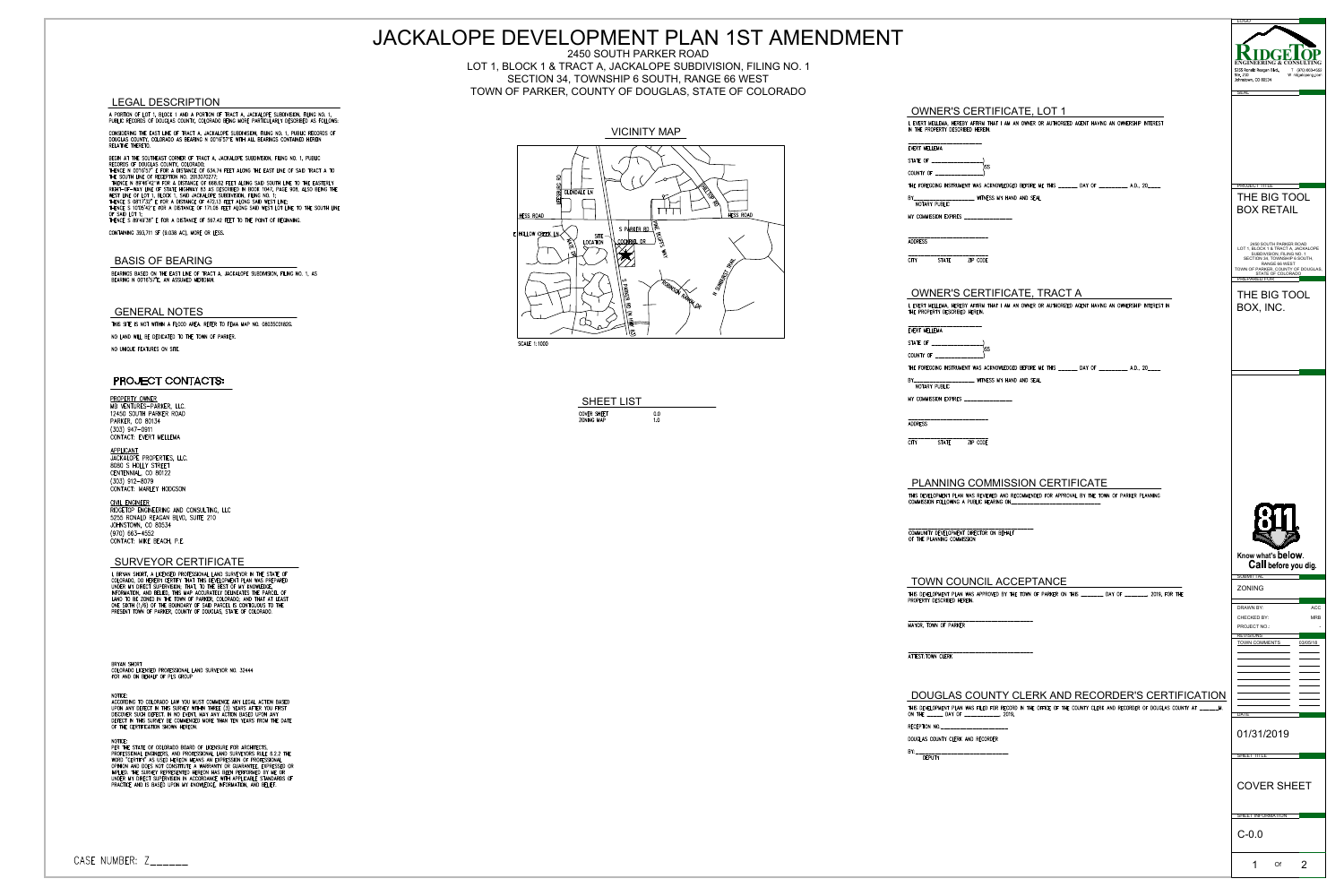# JACKALOPE DEVELOPMENT PLAN 1ST AMENDMENT

2450 SOUTH PARKER ROAD
LOT 1, BLOCK 1 & TRACT A, JACKALOPE SUBDIVISION, FILING NO. 1
SECTION 34, TOWNSHIP 6 SOUTH, RANGE 66 WEST
TOWN OF PARKER, COUNTY OF DOUGLAS, STATE OF COLORADO

## LEGAL DESCRIPTION

A PORTION OF LOT 1, BLOCK 1 AND A PORTION OF TRACT A, JACKALOPE SUBDIVISION, FILING NO. 1, PUBLIC RECORDS OF DOUGLAS COUNTY, COLORADO BEING MORE PARTICULARLY DESCRIBED AS FOLLOWS:

CONSIDERING THE EAST LINE OF TRACT A, JACKALOPE SUBDIVISION, FILING NO. 1, PUBLIC RECORDS OF DOUGLAS COUNTY, COLORADO AS BEARING N 00°16'57"E WITH ALL BEARINGS CONTAINED HEREIN RELATIVE THERETO.

BEGIN AT THE SOUTHEAST CORNER OF TRACT A, JACKALOPE SUBDIVISION, FILING NO. 1, PUBLIC RECORDS OF DOUGLAS COUNTY, COLORADO;
THENCE N 00°16'57" E FOR A DISTANCE OF 634.74 FEET ALONG THE EAST LINE OF SAID TRACT A TO THE SOUTH LINE OF RECEPTION NO. 2013070277;
THENCE N 89°46'42"W FOR A DISTANCE OF 666.62 FEET ALONG SAID SOUTH LINE TO THE EASTERLY RIGHT-OF-WAY LINE OF STATE HIGHWAY 83 AS DESCRIBED IN BOOK 1047, PAGE 908, ALSO BEING THE WEST LINE OF LOT 1, BLOCK 1, SAID JACKALOPE SUBDIVISION, FILING NO. 1;
THENCE S 08°17'32" E FOR A DISTANCE OF 472.13 FEET ALONG SAID WEST LINE;
THENCE S 10°05'40"E FOR A DISTANCE OF 171.09 FEET ALONG SAID WEST LOT LINE TO THE SOUTH LINE OF SAID LOT 1;
THENCE S 89°49'38" E FOR A DISTANCE OF 567.42 FEET TO THE POINT OF BEGINNING.

CONTAINING 393,711 SF (9.038 AC), MORE OR LESS.

## BASIS OF BEARING

BEARINGS BASED ON THE EAST LINE OF TRACT A, JACKALOPE SUBDIVISION, FILING NO. 1, AS BEARING N 00°16'57"E, AN ASSUMED MERIDIAN.

## GENERAL NOTES

THIS SITE IS NOT WITHIN A FLOOD AREA. REFER TO FEMA MAP NO. 08035C0182G.

NO LAND WILL BE DEDICATED TO THE TOWN OF PARKER.

NO UNIQUE FEATURES ON SITE.

## PROJECT CONTACTS:

PROPERTY OWNER
MB VENTURES-PARKER, LLC.
12450 SOUTH PARKER ROAD
PARKER, CO 80134
(303) 947-0911
CONTACT: EVERT MELLEMA

APPLICANT
JACKALOPE PROPERTIES, LLC.
8080 S HOLLY STREET
CENTENNIAL, CO 80122
(303) 912-8079
CONTACT: MARLEY HODGSON

CIVIL ENGINEER
RIDGETOP ENGINEERING AND CONSULTING, LLC
5255 RONALD REAGAN BLVD, SUITE 210
JOHNSTOWN, CO 80534
(970) 663-4552
CONTACT: MIKE BEACH, P.E.

## SURVEYOR CERTIFICATE

I, BRYAN SHORT, A LICENSED PROFESSIONAL LAND SURVEYOR IN THE STATE OF COLORADO, DO HEREBY CERTIFY THAT THIS DEVELOPMENT PLAN WAS PREPARED UNDER MY DIRECT SUPERVISION, THAT, TO THE BEST OF MY KNOWLEDGE, INFORMATION, AND BELIEF, THIS MAP ACCURATELY DELINEATES THE PARCEL OF LAND TO BE ZONED IN THE TOWN OF PARKER, COLORADO; AND THAT AT LEAST ONE SIXTH (1/6) OF THE BOUNDARY OF SAID PARCEL IS CONTIGUOUS TO THE PRESENT TOWN OF PARKER, COUNTY OF DOUGLAS, STATE OF COLORADO.

BRYAN SHORT
COLORADO LICENSED PROFESSIONAL LAND SURVEYOR NO. 32444
FOR AND ON BEHALF OF PLS GROUP

NOTICE:
ACCORDING TO COLORADO LAW YOU MUST COMMENCE ANY LEGAL ACTION BASED UPON ANY DEFECT IN THIS SURVEY WITHIN THREE (3) YEARS AFTER YOU FIRST DISCOVER SUCH DEFECT. IN NO EVENT, MAY ANY ACTION BASED UPON ANY DEFECT IN THIS SURVEY BE COMMENCED MORE THAN TEN YEARS FROM THE DATE OF THE CERTIFICATION SHOWN HEREON.

NOTICE:
PER THE STATE OF COLORADO BOARD OF LICENSURE FOR ARCHITECTS, PROFESSIONAL ENGINEERS, AND PROFESSIONAL LAND SURVEYORS RULE 6.2.2 THE WORD "CERTIFY" AS USED HEREON MEANS AN EXPRESSION OF PROFESSIONAL OPINION AND DOES NOT CONSTITUTE A WARRANTY OR GUARANTEE, EXPRESSED OR IMPLIED. THE SURVEY REPRESENTED HEREON HAS BEEN PERFORMED BY ME OR UNDER MY DIRECT SUPERVISION IN ACCORDANCE WITH APPLICABLE STANDARDS OF PRACTICE AND IS BASED UPON MY KNOWLEDGE, INFORMATION, AND BELIEF.

CASE NUMBER: Z______

## VICINITY MAP

HESS ROAD | E HOLLOW CREEK LN | GLENDALE LN | S PARKER RD | COCHISE DR | SITE LOCATION | PINE BLUFFS WAY | N SUNBURST TRAIL | S PARKER RD (STATE HWY 83)

SCALE 1:1000

## SHEET LIST

| | |
|---|---|
| COVER SHEET | 0.0 |
| ZONING MAP | 1.0 |

## OWNER'S CERTIFICATE, LOT 1

I, EVERT MELLEMA, HEREBY AFFIRM THAT I AM AN OWNER OR AUTHORIZED AGENT HAVING AN OWNERSHIP INTEREST IN THE PROPERTY DESCRIBED HEREIN.

______________________
EVERT MELLEMA

STATE OF ______________ )
 )SS
COUNTY OF ______________ )

THE FOREGOING INSTRUMENT WAS ACKNOWLEDGED BEFORE ME THIS ______ DAY OF __________ A.D., 20____

BY______________________ WITNESS MY HAND AND SEAL.
NOTARY PUBLIC

MY COMMISSION EXPIRES ______________

______________________
ADDRESS

______________________
CITY STATE ZIP CODE

## OWNER'S CERTIFICATE, TRACT A

I, EVERT MELLEMA, HEREBY AFFIRM THAT I AM AN OWNER OR AUTHORIZED AGENT HAVING AN OWNERSHIP INTEREST IN THE PROPERTY DESCRIBED HEREIN.

______________________
EVERT MELLEMA

STATE OF ______________ )
 )SS
COUNTY OF ______________ )

THE FOREGOING INSTRUMENT WAS ACKNOWLEDGED BEFORE ME THIS ______ DAY OF __________ A.D., 20____

BY______________________ WITNESS MY HAND AND SEAL.
NOTARY PUBLIC

MY COMMISSION EXPIRES ______________

______________________
ADDRESS

______________________
CITY STATE ZIP CODE

## PLANNING COMMISSION CERTIFICATE

THIS DEVELOPMENT PLAN WAS REVIEWED AND RECOMMENDED FOR APPROVAL BY THE TOWN OF PARKER PLANNING COMMISSION FOLLOWING A PUBLIC HEARING ON______________________

______________________________
COMMUNITY DEVELOPMENT DIRECTOR ON BEHALF OF THE PLANNING COMMISSION

## TOWN COUNCIL ACCEPTANCE

THIS DEVELOPMENT PLAN WAS APPROVED BY THE TOWN OF PARKER ON THIS _______ DAY OF _______ 2019, FOR THE PROPERTY DESCRIBED HEREIN.

______________________________
MAYOR, TOWN OF PARKER

______________________________
ATTEST:TOWN CLERK

## DOUGLAS COUNTY CLERK AND RECORDER'S CERTIFICATION

THIS DEVELOPMENT PLAN WAS FILED FOR RECORD IN THE OFFICE OF THE COUNTY CLERK AND RECORDER OF DOUGLAS COUNTY AT ______M. ON THE ______ DAY OF ___________ 2019,

RECEPTION NO.______________________

DOUGLAS COUNTY CLERK AND RECORDER

BY______________________
DEPUTY

---

RIDGETOP ENGINEERING & CONSULTING
5255 Ronald Reagan Blvd., Ste. 210 Johnstown, CO 80534
T: (970) 663-4552
W: ridgetopeng.com

PROJECT TITLE: THE BIG TOOL BOX RETAIL

2450 SOUTH PARKER ROAD
LOT 1, BLOCK 1 & TRACT A, JACKALOPE SUBDIVISION, FILING NO. 1
SECTION 34, TOWNSHIP 6 SOUTH, RANGE 66 WEST
TOWN OF PARKER, COUNTY OF DOUGLAS, STATE OF COLORADO

PREPARED FOR: THE BIG TOOL BOX, INC.

811 Know what's below. Call before you dig.

SUBMITTAL: ZONING

| | |
|---|---|
| DRAWN BY: | ACC |
| CHECKED BY: | MRB |
| PROJECT NO.: | |

REVISIONS:

| | |
|---|---|
| TOWN COMMENTS | 03/05/19 |

DATE: 01/31/2019

SHEET TITLE: COVER SHEET

SHEET INFORMATION: C-0.0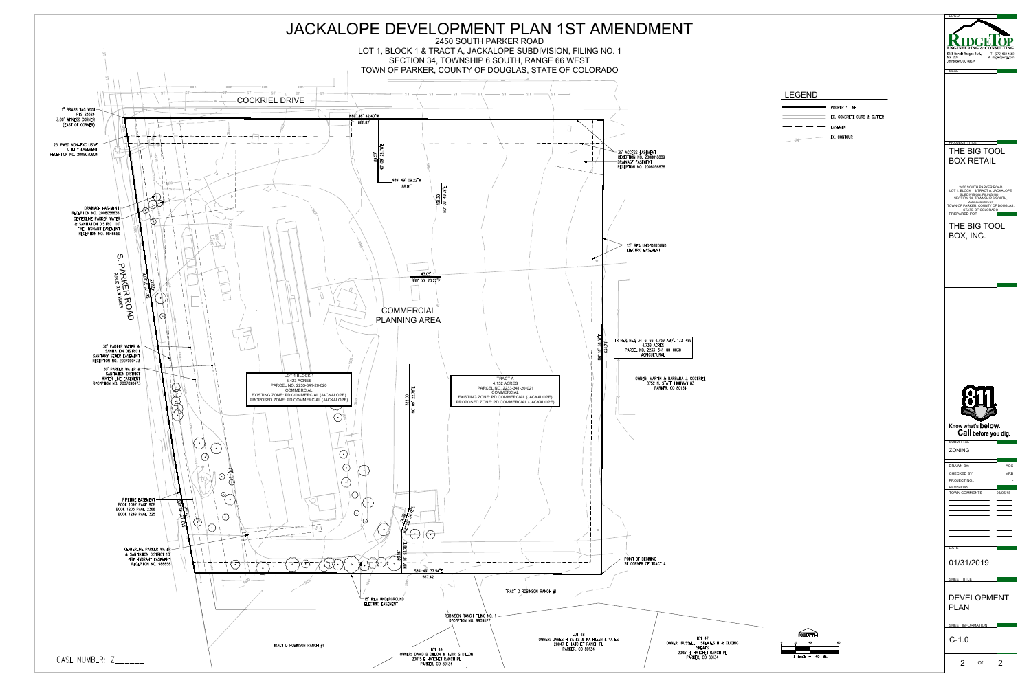# JACKALOPE DEVELOPMENT PLAN 1ST AMENDMENT

2450 SOUTH PARKER ROAD
LOT 1, BLOCK 1 & TRACT A, JACKALOPE SUBDIVISION, FILING NO. 1
SECTION 34, TOWNSHIP 6 SOUTH, RANGE 66 WEST
TOWN OF PARKER, COUNTY OF DOUGLAS, STATE OF COLORADO

COCKRIEL DRIVE

1" BRASS TAG WSSI
PLS 23524
3.00' WITNESS CORNER
(EAST OF CORNER)

25' PWSD NON-EXCLUSIVE UTILITY EASEMENT
RECEPTION NO. 2008070604

DRAINAGE EASEMENT
RECEPTION NO. 2008056636

CENTERLINE PARKER WATER & SANITATION DISTRICT 10' FIRE HYDRANT EASEMENT
RECEPTION NO. 9846659

S. PARKER ROAD
PUBLIC R.O.W VARIES

30' PARKER WATER & SANITATION DISTRICT SANITARY SEWER EASEMENT
RECEPTION NO. 2007090473

30' PARKER WATER & SANITATION DISTRICT WATER LINE EASEMENT
RECEPTION NO. 2007090473

PIPELINE EASEMENT
BOOK 1047 PAGE 908
BOOK 1205 PAGE 2368
BOOK 1249 PAGE 325

CENTERLINE PARKER WATER & SANITATION DISTRICT 10' FIRE HYDRANT EASEMENT
RECEPTION NO. 989659

N89° 46' 42.40"W
668.62'

N0° 09' 25.16"E
69.57'

N89° 49' 06.22"W
88.01'

N0° 09' 49.76"E
131.30'

43.05'
S89° 50' 20.22"E

COMMERCIAL PLANNING AREA

LOT 1 BLOCK 1
5.423 ACRES
PARCEL NO. 2233-341-20-020
COMMERCIAL
EXISTING ZONE: PD COMMERCIAL (JACKALOPE)
PROPOSED ZONE: PD COMMERCIAL (JACKALOPE)

TRACT A
4.152 ACRES
PARCEL NO. 2233-341-20-021
COMMERCIAL
EXISTING ZONE: PD COMMERCIAL (JACKALOPE)
PROPOSED ZONE: PD COMMERCIAL (JACKALOPE)

N0° 09' 22.16"E
322.00'

N56° 38' 14.02"E
34.60'

N0° 10' 53.76"E
34.86'

S89° 49' 37.54"E
567.42'

35' ACCESS EASEMENT
RECEPTION NO. 2008018889
DRAINAGE EASEMENT
RECEPTION NO. 2008056636

15' IREA UNDERGROUND ELECTRIC EASEMENT

TR NE¼ NE¼ 34-6-66 4.739 AM/L 173-489
4.739 ACRES
PARCEL NO. 2233-341-00-0030
AGRICULTURAL

OWNER: MARTIN & BARBARA J. COCKRIEL
8752 N. STATE HIGHWAY 83
PARKER, CO 80134

POINT OF BEGINNING
SE CORNER OF TRACT A

15' IREA UNDERGROUND ELECTRIC EASEMENT

TRACT D ROBINSON RANCH #1

ROBINSON RANCH FILING NO. 1
RECEPTION NO. 99039271

TRACT D ROBINSON RANCH #1

LOT 49
OWNER: DAVID B DILLON & TERRI S DILLON
20015 E HATCHET RANCH PL
PARKER, CO 80134

LOT 48
OWNER: JAMES H YATES & KATHLEEN E YATES
20047 E HATCHET RANCH PL
PARKER, CO 80134

LOT 47
OWNER: RUSSELL T SKEATES III & XIUQING SKEATS
20051 E HATCHET RANCH PL
PARKER, CO 80134

NORTH
1 inch = 40 ft.

CASE NUMBER: Z______

## LEGEND

- PROPERTY LINE
- EX. CONCRETE CURB & GUTTER
- EASEMENT
- EX. CONTOUR

LOGO

RIDGETOP ENGINEERING & CONSULTING
5335 Ronald Reagan Blvd., Ste. 210
Johnstown, CO 80534
T: (970) 663-4552
W: ridgetopeng.com

SEAL

PROJECT TITLE

THE BIG TOOL BOX RETAIL

2450 SOUTH PARKER ROAD
LOT 1, BLOCK 1 & TRACT A, JACKALOPE SUBDIVISION, FILING NO. 1
SECTION 34, TOWNSHIP 6 SOUTH, RANGE 66 WEST
TOWN OF PARKER, COUNTY OF DOUGLAS, STATE OF COLORADO

PREPARED FOR

THE BIG TOOL BOX, INC.

811 Know what's below. Call before you dig.

SUBMITTAL

ZONING

| | |
|---|---|
| DRAWN BY: | ACC |
| CHECKED BY: | MRB |
| PROJECT NO.: | |

REVISIONS

| | |
|---|---|
| TOWN COMMENTS | 03/05/19 |

DATE

01/31/2019

SHEET TITLE

DEVELOPMENT PLAN

SHEET INFORMATION

C-1.0